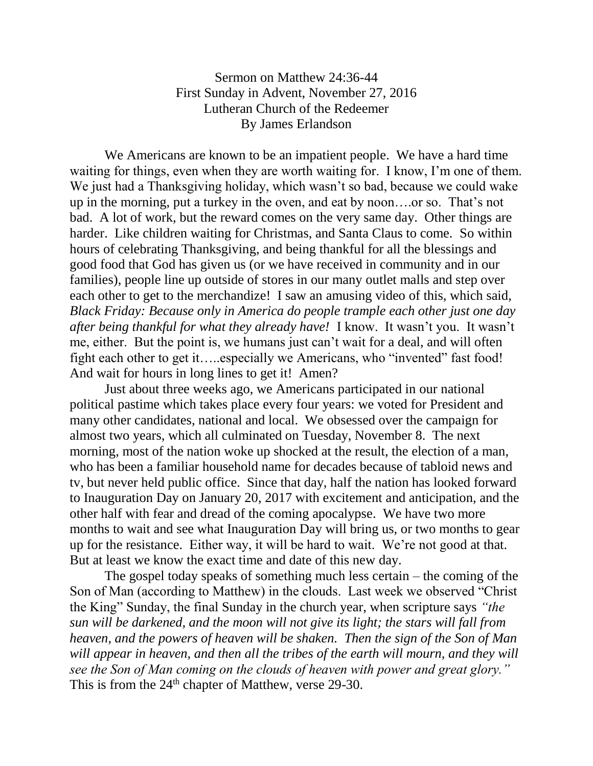Sermon on Matthew 24:36-44
First Sunday in Advent, November 27, 2016
Lutheran Church of the Redeemer
By James Erlandson

We Americans are known to be an impatient people. We have a hard time waiting for things, even when they are worth waiting for. I know, I'm one of them. We just had a Thanksgiving holiday, which wasn't so bad, because we could wake up in the morning, put a turkey in the oven, and eat by noon….or so. That's not bad. A lot of work, but the reward comes on the very same day. Other things are harder. Like children waiting for Christmas, and Santa Claus to come. So within hours of celebrating Thanksgiving, and being thankful for all the blessings and good food that God has given us (or we have received in community and in our families), people line up outside of stores in our many outlet malls and step over each other to get to the merchandize! I saw an amusing video of this, which said, *Black Friday: Because only in America do people trample each other just one day after being thankful for what they already have!* I know. It wasn't you. It wasn't me, either. But the point is, we humans just can't wait for a deal, and will often fight each other to get it…..especially we Americans, who "invented" fast food! And wait for hours in long lines to get it! Amen?

Just about three weeks ago, we Americans participated in our national political pastime which takes place every four years: we voted for President and many other candidates, national and local. We obsessed over the campaign for almost two years, which all culminated on Tuesday, November 8. The next morning, most of the nation woke up shocked at the result, the election of a man, who has been a familiar household name for decades because of tabloid news and tv, but never held public office. Since that day, half the nation has looked forward to Inauguration Day on January 20, 2017 with excitement and anticipation, and the other half with fear and dread of the coming apocalypse. We have two more months to wait and see what Inauguration Day will bring us, or two months to gear up for the resistance. Either way, it will be hard to wait. We're not good at that. But at least we know the exact time and date of this new day.

The gospel today speaks of something much less certain – the coming of the Son of Man (according to Matthew) in the clouds. Last week we observed "Christ the King" Sunday, the final Sunday in the church year, when scripture says *"the sun will be darkened, and the moon will not give its light; the stars will fall from heaven, and the powers of heaven will be shaken. Then the sign of the Son of Man will appear in heaven, and then all the tribes of the earth will mourn, and they will see the Son of Man coming on the clouds of heaven with power and great glory."* This is from the 24th chapter of Matthew, verse 29-30.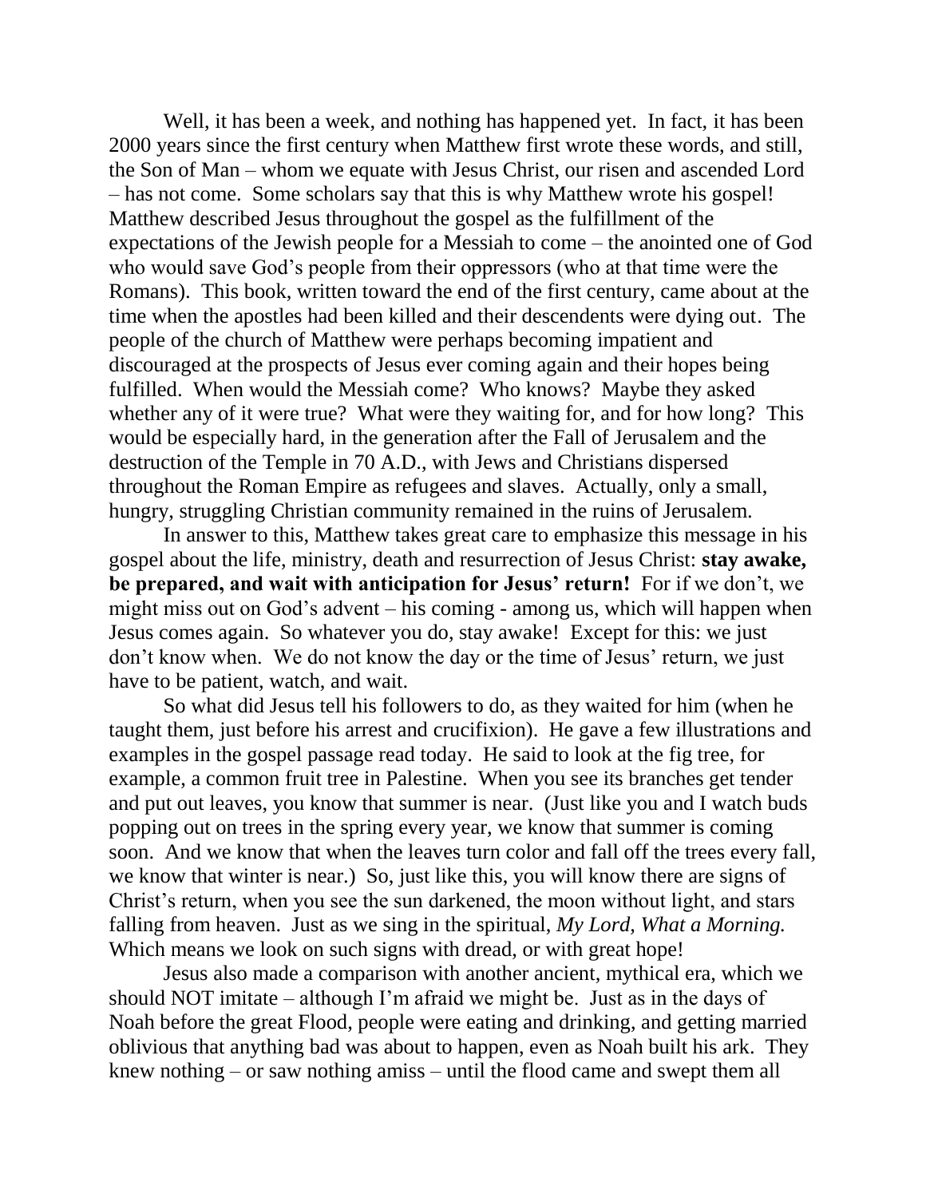Well, it has been a week, and nothing has happened yet. In fact, it has been 2000 years since the first century when Matthew first wrote these words, and still, the Son of Man – whom we equate with Jesus Christ, our risen and ascended Lord – has not come. Some scholars say that this is why Matthew wrote his gospel! Matthew described Jesus throughout the gospel as the fulfillment of the expectations of the Jewish people for a Messiah to come – the anointed one of God who would save God's people from their oppressors (who at that time were the Romans). This book, written toward the end of the first century, came about at the time when the apostles had been killed and their descendents were dying out. The people of the church of Matthew were perhaps becoming impatient and discouraged at the prospects of Jesus ever coming again and their hopes being fulfilled. When would the Messiah come? Who knows? Maybe they asked whether any of it were true? What were they waiting for, and for how long? This would be especially hard, in the generation after the Fall of Jerusalem and the destruction of the Temple in 70 A.D., with Jews and Christians dispersed throughout the Roman Empire as refugees and slaves. Actually, only a small, hungry, struggling Christian community remained in the ruins of Jerusalem.

In answer to this, Matthew takes great care to emphasize this message in his gospel about the life, ministry, death and resurrection of Jesus Christ: **stay awake, be prepared, and wait with anticipation for Jesus' return!** For if we don't, we might miss out on God's advent – his coming - among us, which will happen when Jesus comes again. So whatever you do, stay awake! Except for this: we just don't know when. We do not know the day or the time of Jesus' return, we just have to be patient, watch, and wait.

So what did Jesus tell his followers to do, as they waited for him (when he taught them, just before his arrest and crucifixion). He gave a few illustrations and examples in the gospel passage read today. He said to look at the fig tree, for example, a common fruit tree in Palestine. When you see its branches get tender and put out leaves, you know that summer is near. (Just like you and I watch buds popping out on trees in the spring every year, we know that summer is coming soon. And we know that when the leaves turn color and fall off the trees every fall, we know that winter is near.) So, just like this, you will know there are signs of Christ's return, when you see the sun darkened, the moon without light, and stars falling from heaven. Just as we sing in the spiritual, *My Lord, What a Morning.* Which means we look on such signs with dread, or with great hope!

Jesus also made a comparison with another ancient, mythical era, which we should NOT imitate – although I'm afraid we might be. Just as in the days of Noah before the great Flood, people were eating and drinking, and getting married oblivious that anything bad was about to happen, even as Noah built his ark. They knew nothing – or saw nothing amiss – until the flood came and swept them all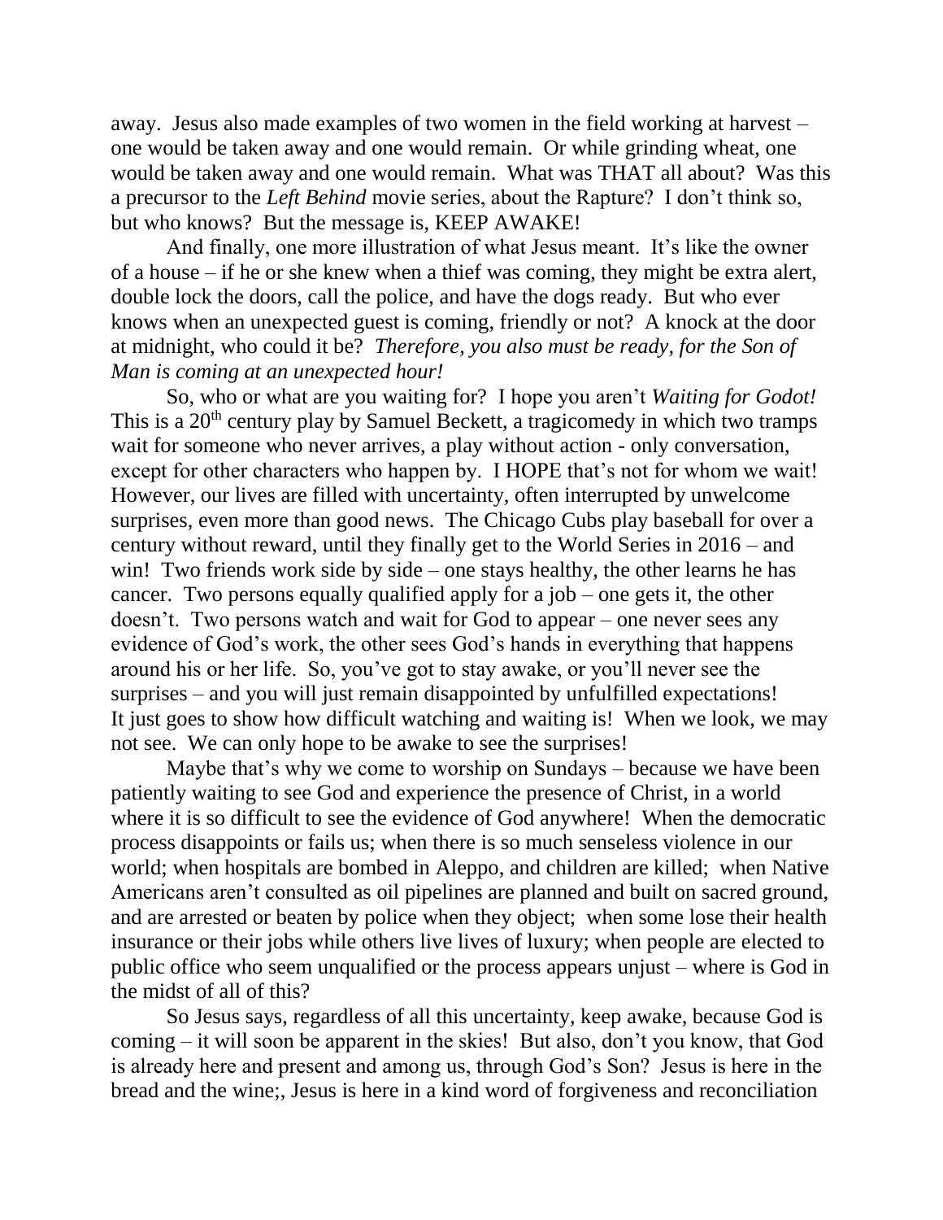away. Jesus also made examples of two women in the field working at harvest – one would be taken away and one would remain. Or while grinding wheat, one would be taken away and one would remain. What was THAT all about? Was this a precursor to the *Left Behind* movie series, about the Rapture? I don't think so, but who knows? But the message is, KEEP AWAKE!

And finally, one more illustration of what Jesus meant. It's like the owner of a house – if he or she knew when a thief was coming, they might be extra alert, double lock the doors, call the police, and have the dogs ready. But who ever knows when an unexpected guest is coming, friendly or not? A knock at the door at midnight, who could it be? *Therefore, you also must be ready, for the Son of Man is coming at an unexpected hour!*

So, who or what are you waiting for? I hope you aren't *Waiting for Godot!* This is a 20th century play by Samuel Beckett, a tragicomedy in which two tramps wait for someone who never arrives, a play without action - only conversation, except for other characters who happen by. I HOPE that's not for whom we wait! However, our lives are filled with uncertainty, often interrupted by unwelcome surprises, even more than good news. The Chicago Cubs play baseball for over a century without reward, until they finally get to the World Series in 2016 – and win! Two friends work side by side – one stays healthy, the other learns he has cancer. Two persons equally qualified apply for a job – one gets it, the other doesn't. Two persons watch and wait for God to appear – one never sees any evidence of God's work, the other sees God's hands in everything that happens around his or her life. So, you've got to stay awake, or you'll never see the surprises – and you will just remain disappointed by unfulfilled expectations! It just goes to show how difficult watching and waiting is! When we look, we may not see. We can only hope to be awake to see the surprises!

Maybe that's why we come to worship on Sundays – because we have been patiently waiting to see God and experience the presence of Christ, in a world where it is so difficult to see the evidence of God anywhere! When the democratic process disappoints or fails us; when there is so much senseless violence in our world; when hospitals are bombed in Aleppo, and children are killed; when Native Americans aren't consulted as oil pipelines are planned and built on sacred ground, and are arrested or beaten by police when they object; when some lose their health insurance or their jobs while others live lives of luxury; when people are elected to public office who seem unqualified or the process appears unjust – where is God in the midst of all of this?

So Jesus says, regardless of all this uncertainty, keep awake, because God is coming – it will soon be apparent in the skies! But also, don't you know, that God is already here and present and among us, through God's Son? Jesus is here in the bread and the wine;, Jesus is here in a kind word of forgiveness and reconciliation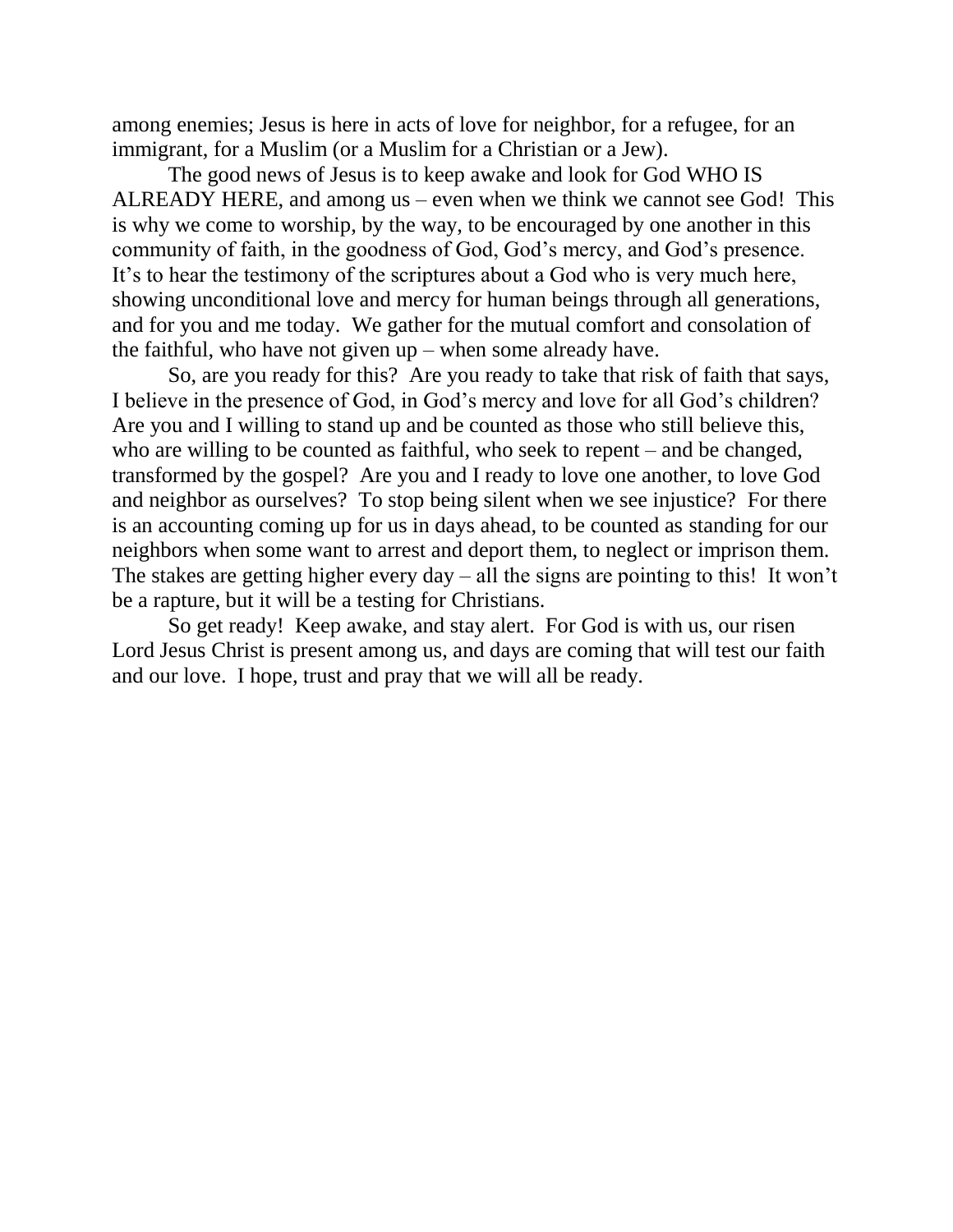among enemies; Jesus is here in acts of love for neighbor, for a refugee, for an immigrant, for a Muslim (or a Muslim for a Christian or a Jew).

The good news of Jesus is to keep awake and look for God WHO IS ALREADY HERE, and among us – even when we think we cannot see God! This is why we come to worship, by the way, to be encouraged by one another in this community of faith, in the goodness of God, God's mercy, and God's presence. It's to hear the testimony of the scriptures about a God who is very much here, showing unconditional love and mercy for human beings through all generations, and for you and me today. We gather for the mutual comfort and consolation of the faithful, who have not given up – when some already have.

So, are you ready for this? Are you ready to take that risk of faith that says, I believe in the presence of God, in God's mercy and love for all God's children? Are you and I willing to stand up and be counted as those who still believe this, who are willing to be counted as faithful, who seek to repent – and be changed, transformed by the gospel? Are you and I ready to love one another, to love God and neighbor as ourselves? To stop being silent when we see injustice? For there is an accounting coming up for us in days ahead, to be counted as standing for our neighbors when some want to arrest and deport them, to neglect or imprison them. The stakes are getting higher every day – all the signs are pointing to this! It won't be a rapture, but it will be a testing for Christians.

So get ready! Keep awake, and stay alert. For God is with us, our risen Lord Jesus Christ is present among us, and days are coming that will test our faith and our love. I hope, trust and pray that we will all be ready.